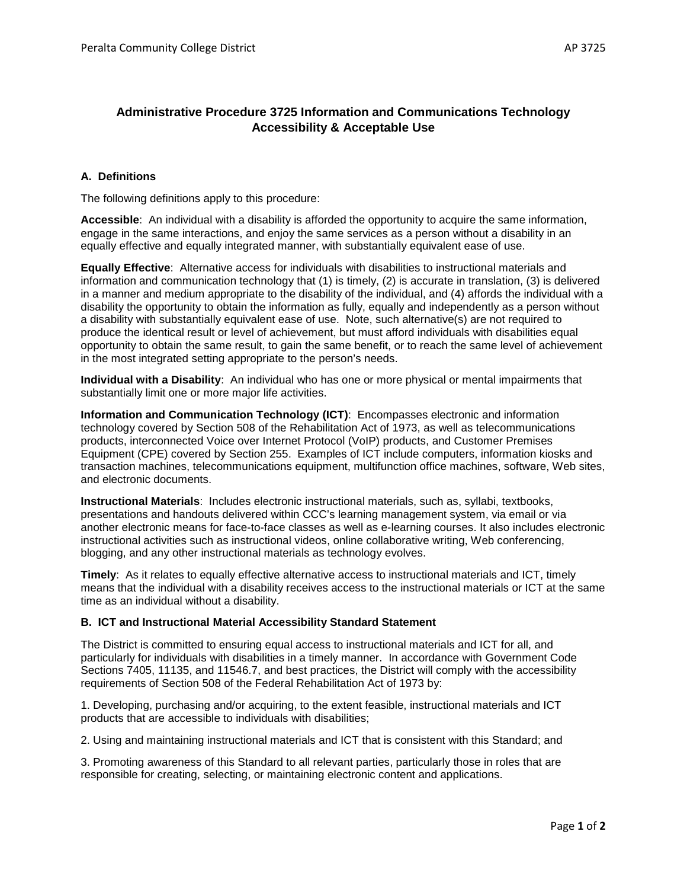# Administrative Procedure 3725 Information and Communications Technology Accessibility & Acceptable Use

## A. Definitions

The following definitions apply to this procedure:

**Accessible**: An individual with a disability is afforded the opportunity to acquire the same information, engage in the same interactions, and enjoy the same services as a person without a disability in an equally effective and equally integrated manner, with substantially equivalent ease of use.

**Equally Effective**: Alternative access for individuals with disabilities to instructional materials and information and communication technology that (1) is timely, (2) is accurate in translation, (3) is delivered in a manner and medium appropriate to the disability of the individual, and (4) affords the individual with a disability the opportunity to obtain the information as fully, equally and independently as a person without a disability with substantially equivalent ease of use. Note, such alternative(s) are not required to produce the identical result or level of achievement, but must afford individuals with disabilities equal opportunity to obtain the same result, to gain the same benefit, or to reach the same level of achievement in the most integrated setting appropriate to the person's needs.

**Individual with a Disability**: An individual who has one or more physical or mental impairments that substantially limit one or more major life activities.

**Information and Communication Technology (ICT)**: Encompasses electronic and information technology covered by Section 508 of the Rehabilitation Act of 1973, as well as telecommunications products, interconnected Voice over Internet Protocol (VoIP) products, and Customer Premises Equipment (CPE) covered by Section 255. Examples of ICT include computers, information kiosks and transaction machines, telecommunications equipment, multifunction office machines, software, Web sites, and electronic documents.

**Instructional Materials**: Includes electronic instructional materials, such as, syllabi, textbooks, presentations and handouts delivered within CCC's learning management system, via email or via another electronic means for face-to-face classes as well as e-learning courses. It also includes electronic instructional activities such as instructional videos, online collaborative writing, Web conferencing, blogging, and any other instructional materials as technology evolves.

**Timely**: As it relates to equally effective alternative access to instructional materials and ICT, timely means that the individual with a disability receives access to the instructional materials or ICT at the same time as an individual without a disability.

## B. ICT and Instructional Material Accessibility Standard Statement

The District is committed to ensuring equal access to instructional materials and ICT for all, and particularly for individuals with disabilities in a timely manner. In accordance with Government Code Sections 7405, 11135, and 11546.7, and best practices, the District will comply with the accessibility requirements of Section 508 of the Federal Rehabilitation Act of 1973 by:

1. Developing, purchasing and/or acquiring, to the extent feasible, instructional materials and ICT products that are accessible to individuals with disabilities;

2. Using and maintaining instructional materials and ICT that is consistent with this Standard; and

3. Promoting awareness of this Standard to all relevant parties, particularly those in roles that are responsible for creating, selecting, or maintaining electronic content and applications.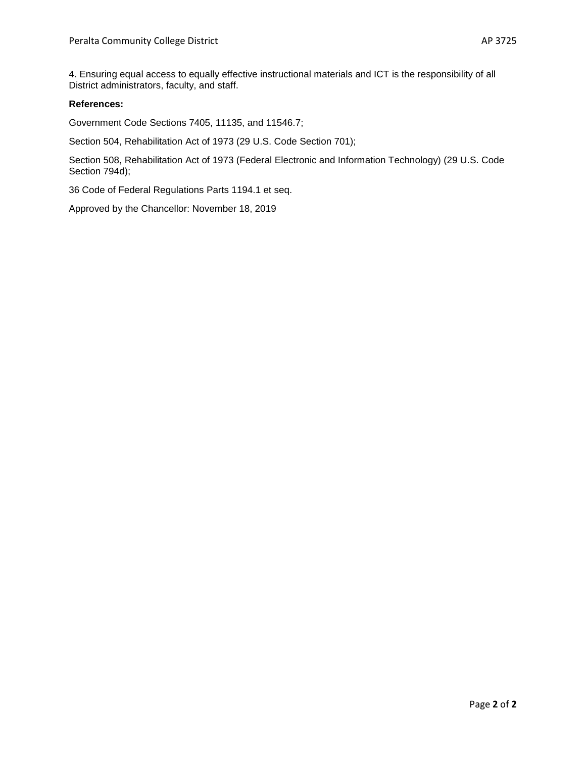4. Ensuring equal access to equally effective instructional materials and ICT is the responsibility of all District administrators, faculty, and staff.

**References:**

Government Code Sections 7405, 11135, and 11546.7;

Section 504, Rehabilitation Act of 1973 (29 U.S. Code Section 701);

Section 508, Rehabilitation Act of 1973 (Federal Electronic and Information Technology) (29 U.S. Code Section 794d);

36 Code of Federal Regulations Parts 1194.1 et seq.

Approved by the Chancellor: November 18, 2019